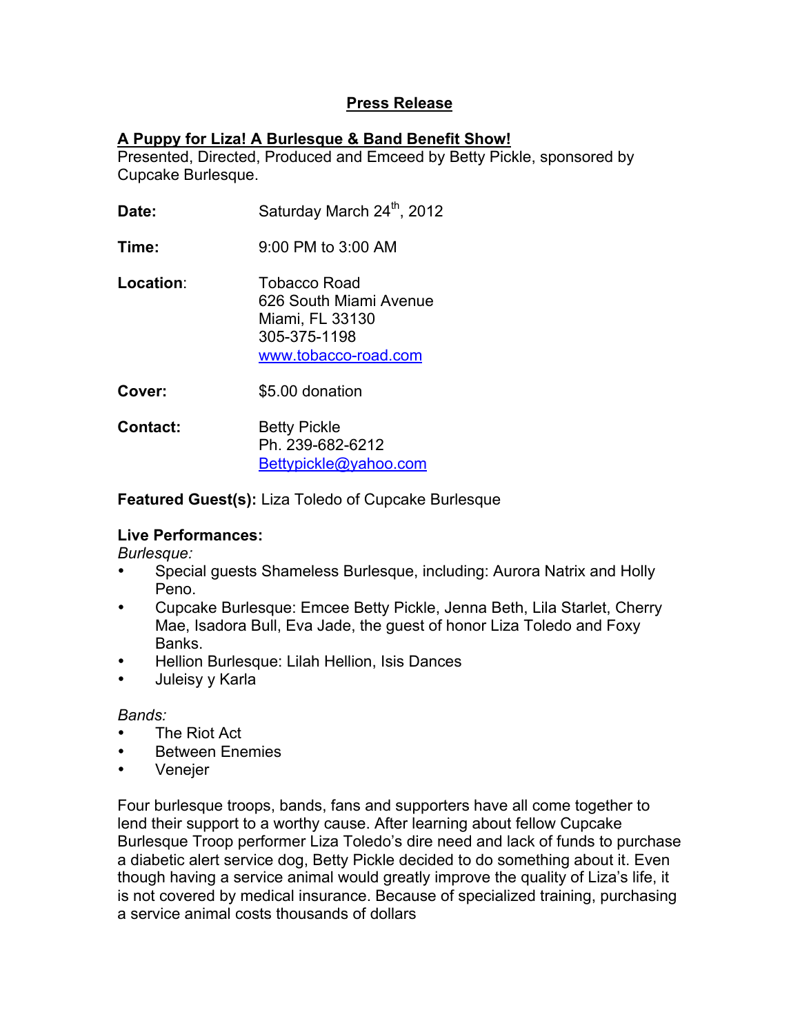## Press Release

### A Puppy for Liza! A Burlesque & Band Benefit Show!

Presented, Directed, Produced and Emceed by Betty Pickle, sponsored by Cupcake Burlesque.

**Date:** Saturday March 24th, 2012

**Time:** 9:00 PM to 3:00 AM

**Location**: Tobacco Road
626 South Miami Avenue
Miami, FL 33130
305-375-1198
www.tobacco-road.com

**Cover:** $5.00 donation

**Contact:** Betty Pickle
Ph. 239-682-6212
Bettypickle@yahoo.com

**Featured Guest(s):** Liza Toledo of Cupcake Burlesque

**Live Performances:**

*Burlesque:*

- Special guests Shameless Burlesque, including: Aurora Natrix and Holly Peno.
- Cupcake Burlesque: Emcee Betty Pickle, Jenna Beth, Lila Starlet, Cherry Mae, Isadora Bull, Eva Jade, the guest of honor Liza Toledo and Foxy Banks.
- Hellion Burlesque: Lilah Hellion, Isis Dances
- Juleisy y Karla

*Bands:*

- The Riot Act
- Between Enemies
- Venejer

Four burlesque troops, bands, fans and supporters have all come together to lend their support to a worthy cause. After learning about fellow Cupcake Burlesque Troop performer Liza Toledo's dire need and lack of funds to purchase a diabetic alert service dog, Betty Pickle decided to do something about it. Even though having a service animal would greatly improve the quality of Liza's life, it is not covered by medical insurance. Because of specialized training, purchasing a service animal costs thousands of dollars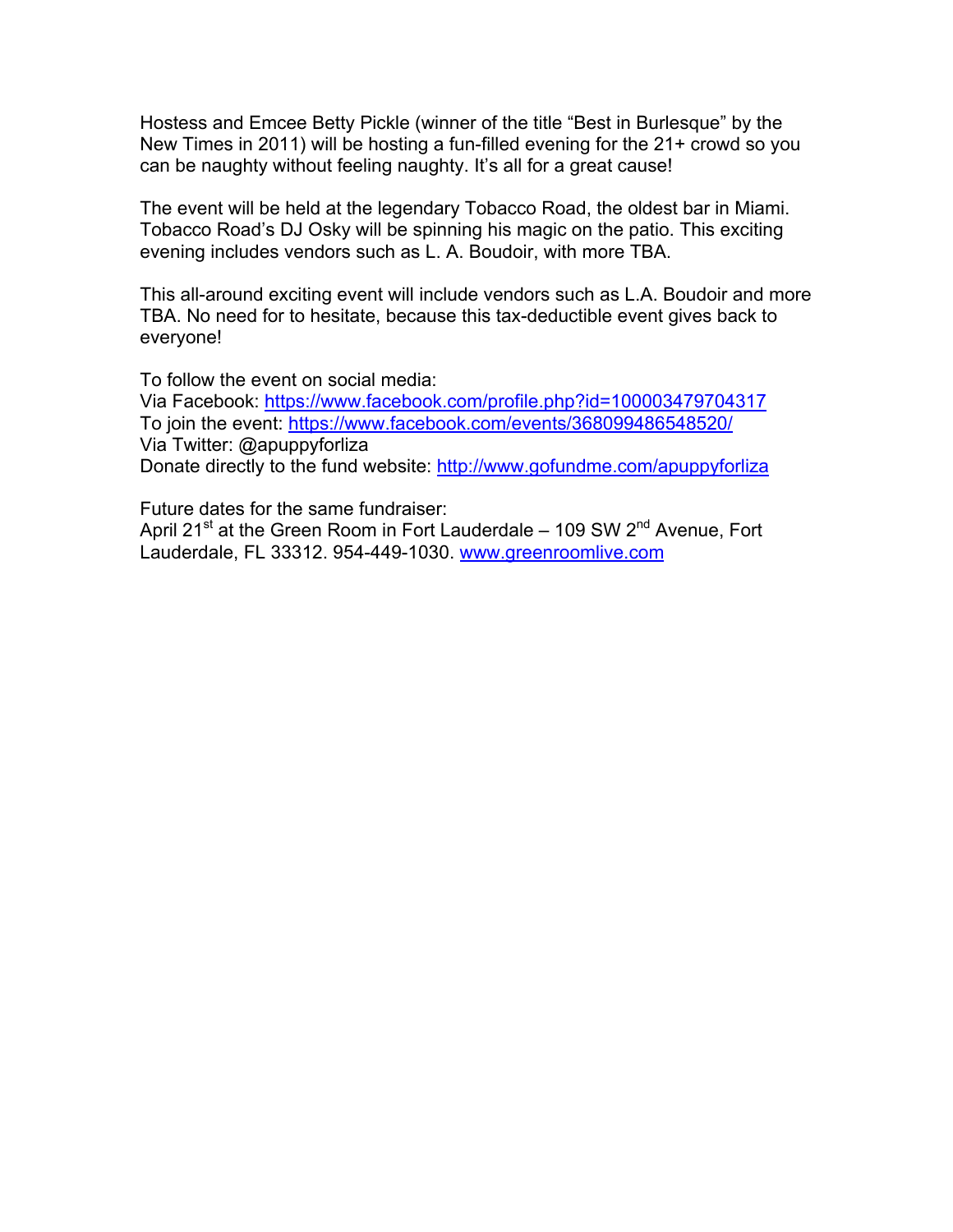Hostess and Emcee Betty Pickle (winner of the title "Best in Burlesque" by the New Times in 2011) will be hosting a fun-filled evening for the 21+ crowd so you can be naughty without feeling naughty. It's all for a great cause!

The event will be held at the legendary Tobacco Road, the oldest bar in Miami. Tobacco Road's DJ Osky will be spinning his magic on the patio. This exciting evening includes vendors such as L. A. Boudoir, with more TBA.

This all-around exciting event will include vendors such as L.A. Boudoir and more TBA. No need for to hesitate, because this tax-deductible event gives back to everyone!

To follow the event on social media:
Via Facebook: https://www.facebook.com/profile.php?id=100003479704317
To join the event: https://www.facebook.com/events/368099486548520/
Via Twitter: @apuppyforliza
Donate directly to the fund website: http://www.gofundme.com/apuppyforliza

Future dates for the same fundraiser:
April 21st at the Green Room in Fort Lauderdale – 109 SW 2nd Avenue, Fort Lauderdale, FL 33312. 954-449-1030. www.greenroomlive.com